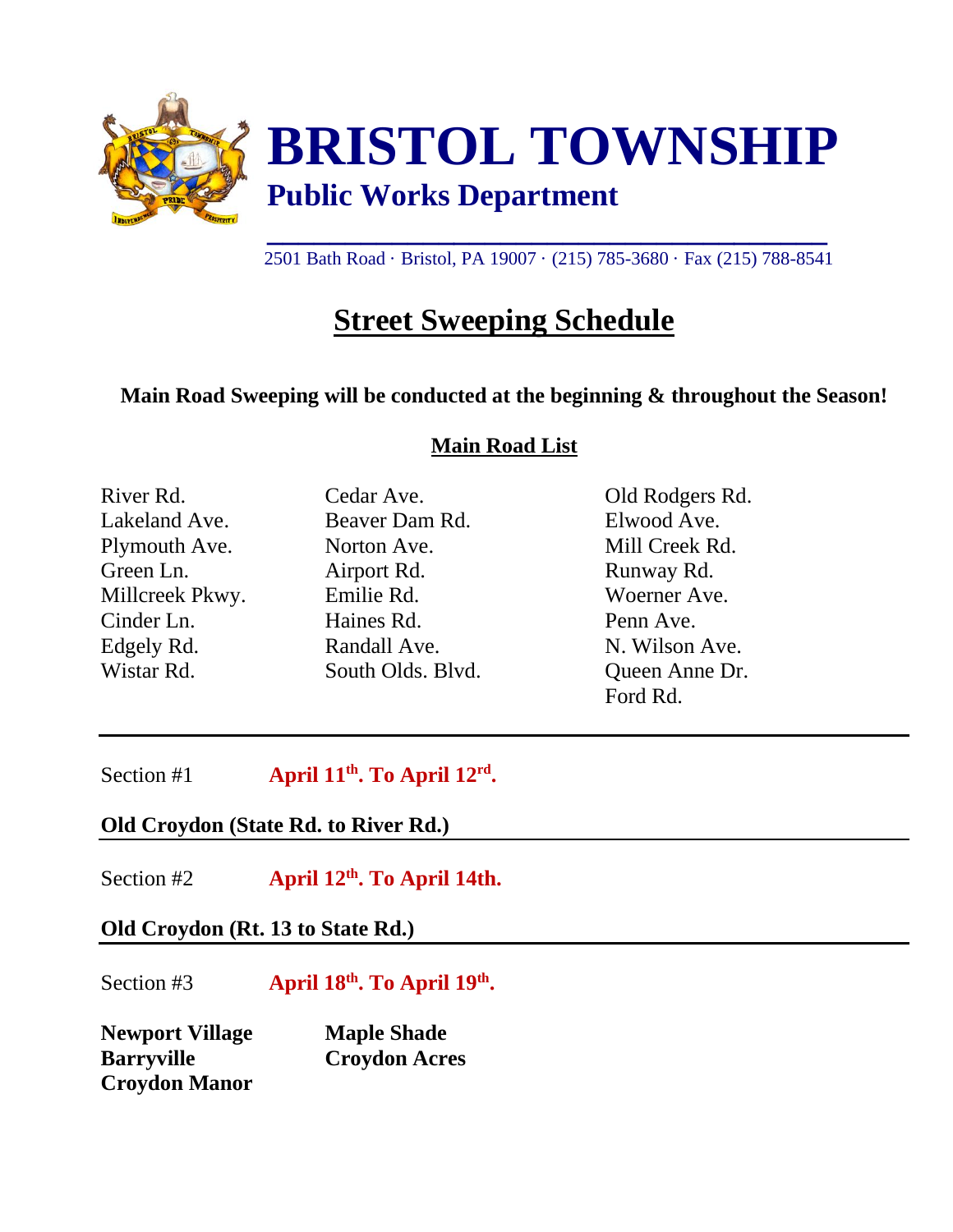# BRISTOL TOWNSHIP

## Public Works Department

2501 Bath Road · Bristol, PA 19007 · (215) 785-3680 · Fax (215) 788-8541

## Street Sweeping Schedule

**Main Road Sweeping will be conducted at the beginning & throughout the Season!**

**Main Road List**

River Rd.
Lakeland Ave.
Plymouth Ave.
Green Ln.
Millcreek Pkwy.
Cinder Ln.
Edgely Rd.
Wistar Rd.
Cedar Ave.
Beaver Dam Rd.
Norton Ave.
Airport Rd.
Emilie Rd.
Haines Rd.
Randall Ave.
South Olds. Blvd.
Old Rodgers Rd.
Elwood Ave.
Mill Creek Rd.
Runway Rd.
Woerner Ave.
Penn Ave.
N. Wilson Ave.
Queen Anne Dr.
Ford Rd.

---

Section #1 **April 11th. To April 12rd.**

**Old Croydon (State Rd. to River Rd.)**

---

Section #2 **April 12th. To April 14th.**

**Old Croydon (Rt. 13 to State Rd.)**

---

Section #3 **April 18th. To April 19th.**

**Newport Village**
**Barryville**
**Croydon Manor**
**Maple Shade**
**Croydon Acres**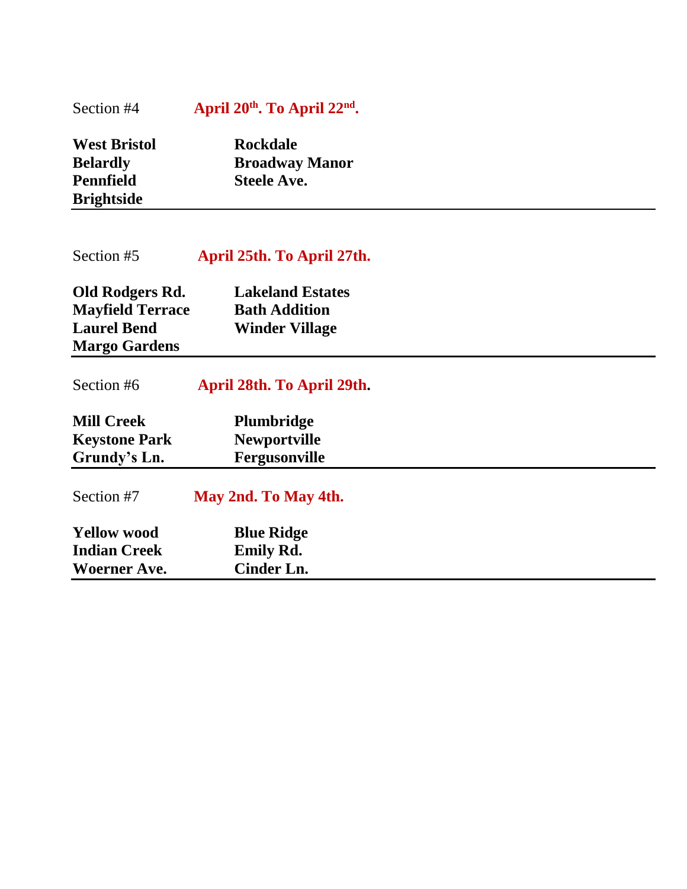Section #4 **April 20th. To April 22nd.**

| | |
|---|---|
| **West Bristol** | **Rockdale** |
| **Belardly** | **Broadway Manor** |
| **Pennfield** | **Steele Ave.** |
| **Brightside** | |

---

Section #5 **April 25th. To April 27th.**

| | |
|---|---|
| **Old Rodgers Rd.** | **Lakeland Estates** |
| **Mayfield Terrace** | **Bath Addition** |
| **Laurel Bend** | **Winder Village** |
| **Margo Gardens** | |

---

Section #6 **April 28th. To April 29th.**

| | |
|---|---|
| **Mill Creek** | **Plumbridge** |
| **Keystone Park** | **Newportville** |
| **Grundy's Ln.** | **Fergusonville** |

---

Section #7 **May 2nd. To May 4th.**

| | |
|---|---|
| **Yellow wood** | **Blue Ridge** |
| **Indian Creek** | **Emily Rd.** |
| **Woerner Ave.** | **Cinder Ln.** |

---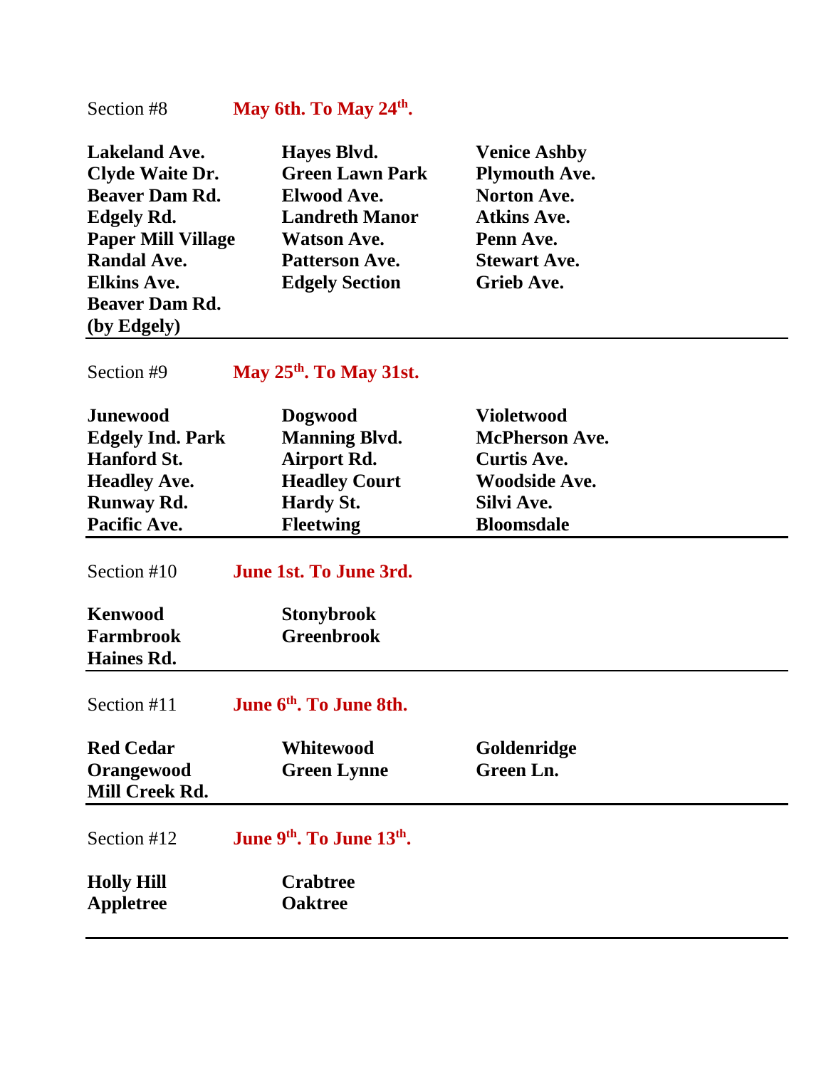Section #8 **May 6th. To May 24th.**

| | | |
|---|---|---|
| **Lakeland Ave.** | **Hayes Blvd.** | **Venice Ashby** |
| **Clyde Waite Dr.** | **Green Lawn Park** | **Plymouth Ave.** |
| **Beaver Dam Rd.** | **Elwood Ave.** | **Norton Ave.** |
| **Edgely Rd.** | **Landreth Manor** | **Atkins Ave.** |
| **Paper Mill Village** | **Watson Ave.** | **Penn Ave.** |
| **Randal Ave.** | **Patterson Ave.** | **Stewart Ave.** |
| **Elkins Ave.** | **Edgely Section** | **Grieb Ave.** |
| **Beaver Dam Rd. (by Edgely)** | | |

---

Section #9 **May 25th. To May 31st.**

| | | |
|---|---|---|
| **Junewood** | **Dogwood** | **Violetwood** |
| **Edgely Ind. Park** | **Manning Blvd.** | **McPherson Ave.** |
| **Hanford St.** | **Airport Rd.** | **Curtis Ave.** |
| **Headley Ave.** | **Headley Court** | **Woodside Ave.** |
| **Runway Rd.** | **Hardy St.** | **Silvi Ave.** |
| **Pacific Ave.** | **Fleetwing** | **Bloomsdale** |

---

Section #10 **June 1st. To June 3rd.**

| | |
|---|---|
| **Kenwood** | **Stonybrook** |
| **Farmbrook** | **Greenbrook** |
| **Haines Rd.** | |

---

Section #11 **June 6th. To June 8th.**

| | | |
|---|---|---|
| **Red Cedar** | **Whitewood** | **Goldenridge** |
| **Orangewood** | **Green Lynne** | **Green Ln.** |
| **Mill Creek Rd.** | | |

---

Section #12 **June 9th. To June 13th.**

| | |
|---|---|
| **Holly Hill** | **Crabtree** |
| **Appletree** | **Oaktree** |

---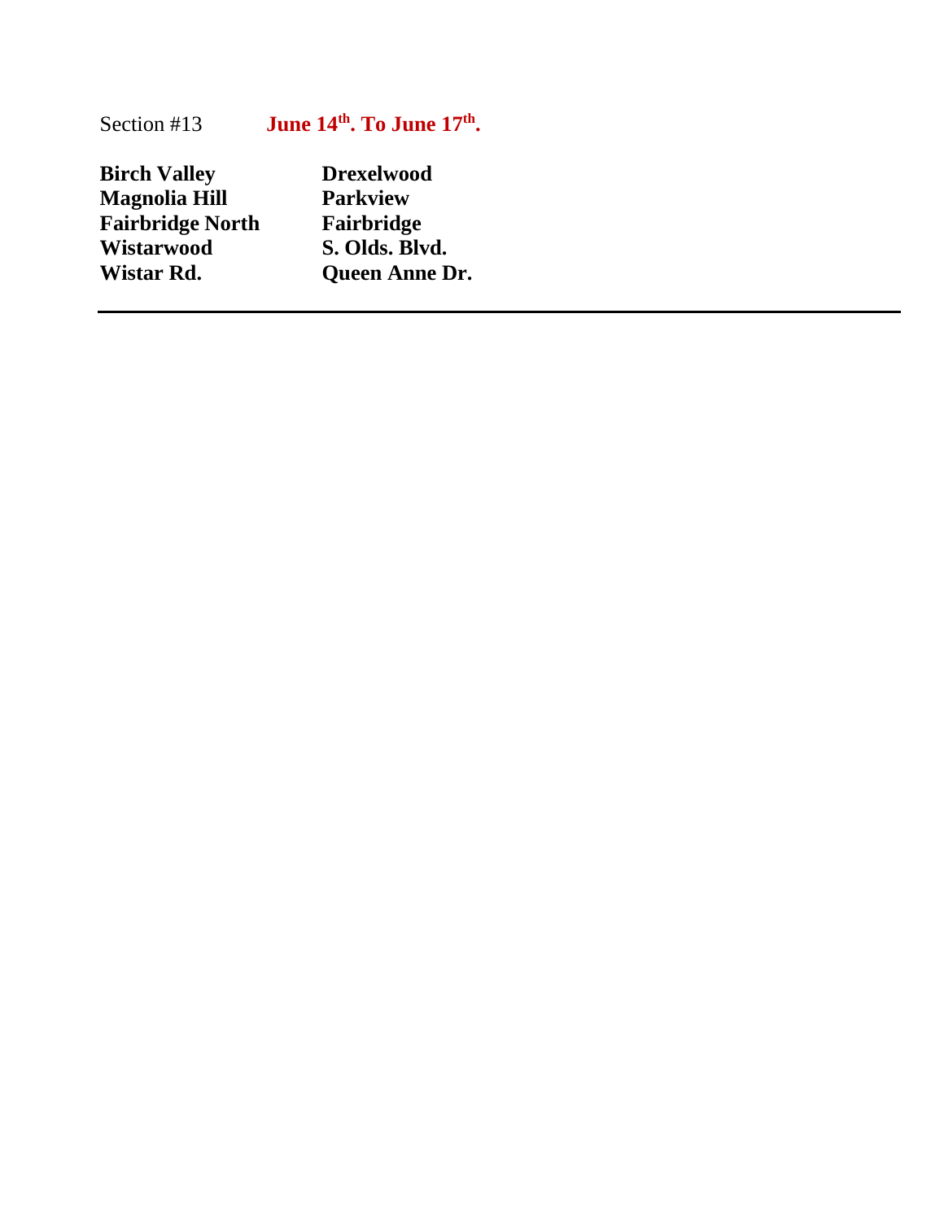Section #13 **June 14th. To June 17th.**

| | |
|---|---|
| **Birch Valley** | **Drexelwood** |
| **Magnolia Hill** | **Parkview** |
| **Fairbridge North** | **Fairbridge** |
| **Wistarwood** | **S. Olds. Blvd.** |
| **Wistar Rd.** | **Queen Anne Dr.** |

---